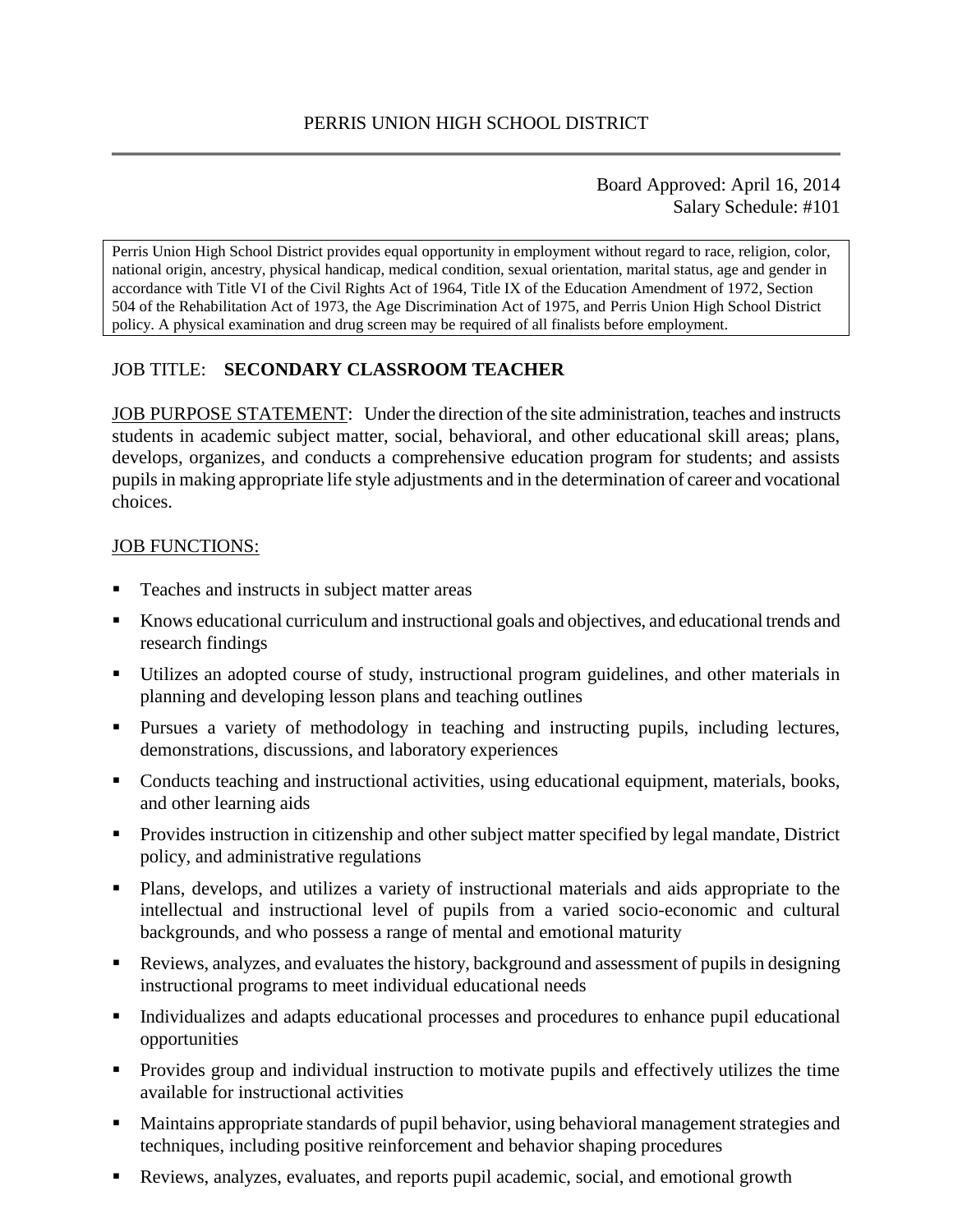PERRIS UNION HIGH SCHOOL DISTRICT

Board Approved: April 16, 2014
Salary Schedule: #101

Perris Union High School District provides equal opportunity in employment without regard to race, religion, color, national origin, ancestry, physical handicap, medical condition, sexual orientation, marital status, age and gender in accordance with Title VI of the Civil Rights Act of 1964, Title IX of the Education Amendment of 1972, Section 504 of the Rehabilitation Act of 1973, the Age Discrimination Act of 1975, and Perris Union High School District policy. A physical examination and drug screen may be required of all finalists before employment.

JOB TITLE: **SECONDARY CLASSROOM TEACHER**

JOB PURPOSE STATEMENT: Under the direction of the site administration, teaches and instructs students in academic subject matter, social, behavioral, and other educational skill areas; plans, develops, organizes, and conducts a comprehensive education program for students; and assists pupils in making appropriate life style adjustments and in the determination of career and vocational choices.

JOB FUNCTIONS:

- Teaches and instructs in subject matter areas
- Knows educational curriculum and instructional goals and objectives, and educational trends and research findings
- Utilizes an adopted course of study, instructional program guidelines, and other materials in planning and developing lesson plans and teaching outlines
- Pursues a variety of methodology in teaching and instructing pupils, including lectures, demonstrations, discussions, and laboratory experiences
- Conducts teaching and instructional activities, using educational equipment, materials, books, and other learning aids
- Provides instruction in citizenship and other subject matter specified by legal mandate, District policy, and administrative regulations
- Plans, develops, and utilizes a variety of instructional materials and aids appropriate to the intellectual and instructional level of pupils from a varied socio-economic and cultural backgrounds, and who possess a range of mental and emotional maturity
- Reviews, analyzes, and evaluates the history, background and assessment of pupils in designing instructional programs to meet individual educational needs
- Individualizes and adapts educational processes and procedures to enhance pupil educational opportunities
- Provides group and individual instruction to motivate pupils and effectively utilizes the time available for instructional activities
- Maintains appropriate standards of pupil behavior, using behavioral management strategies and techniques, including positive reinforcement and behavior shaping procedures
- Reviews, analyzes, evaluates, and reports pupil academic, social, and emotional growth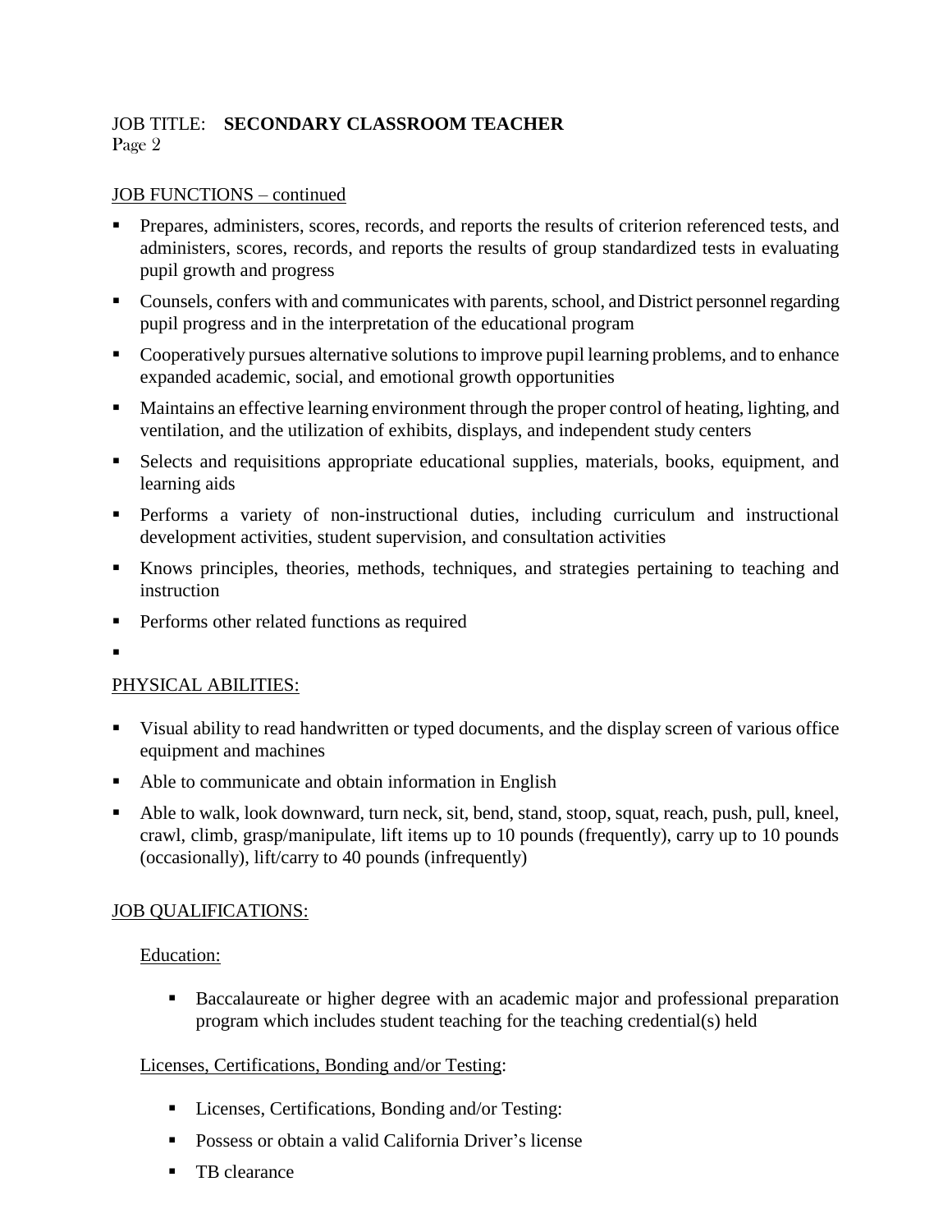JOB TITLE: **SECONDARY CLASSROOM TEACHER**

JOB FUNCTIONS – continued

- Prepares, administers, scores, records, and reports the results of criterion referenced tests, and administers, scores, records, and reports the results of group standardized tests in evaluating pupil growth and progress
- Counsels, confers with and communicates with parents, school, and District personnel regarding pupil progress and in the interpretation of the educational program
- Cooperatively pursues alternative solutions to improve pupil learning problems, and to enhance expanded academic, social, and emotional growth opportunities
- Maintains an effective learning environment through the proper control of heating, lighting, and ventilation, and the utilization of exhibits, displays, and independent study centers
- Selects and requisitions appropriate educational supplies, materials, books, equipment, and learning aids
- Performs a variety of non-instructional duties, including curriculum and instructional development activities, student supervision, and consultation activities
- Knows principles, theories, methods, techniques, and strategies pertaining to teaching and instruction
- Performs other related functions as required

PHYSICAL ABILITIES:

- Visual ability to read handwritten or typed documents, and the display screen of various office equipment and machines
- Able to communicate and obtain information in English
- Able to walk, look downward, turn neck, sit, bend, stand, stoop, squat, reach, push, pull, kneel, crawl, climb, grasp/manipulate, lift items up to 10 pounds (frequently), carry up to 10 pounds (occasionally), lift/carry to 40 pounds (infrequently)

JOB QUALIFICATIONS:

Education:

- Baccalaureate or higher degree with an academic major and professional preparation program which includes student teaching for the teaching credential(s) held

Licenses, Certifications, Bonding and/or Testing:

- Licenses, Certifications, Bonding and/or Testing:
- Possess or obtain a valid California Driver's license
- TB clearance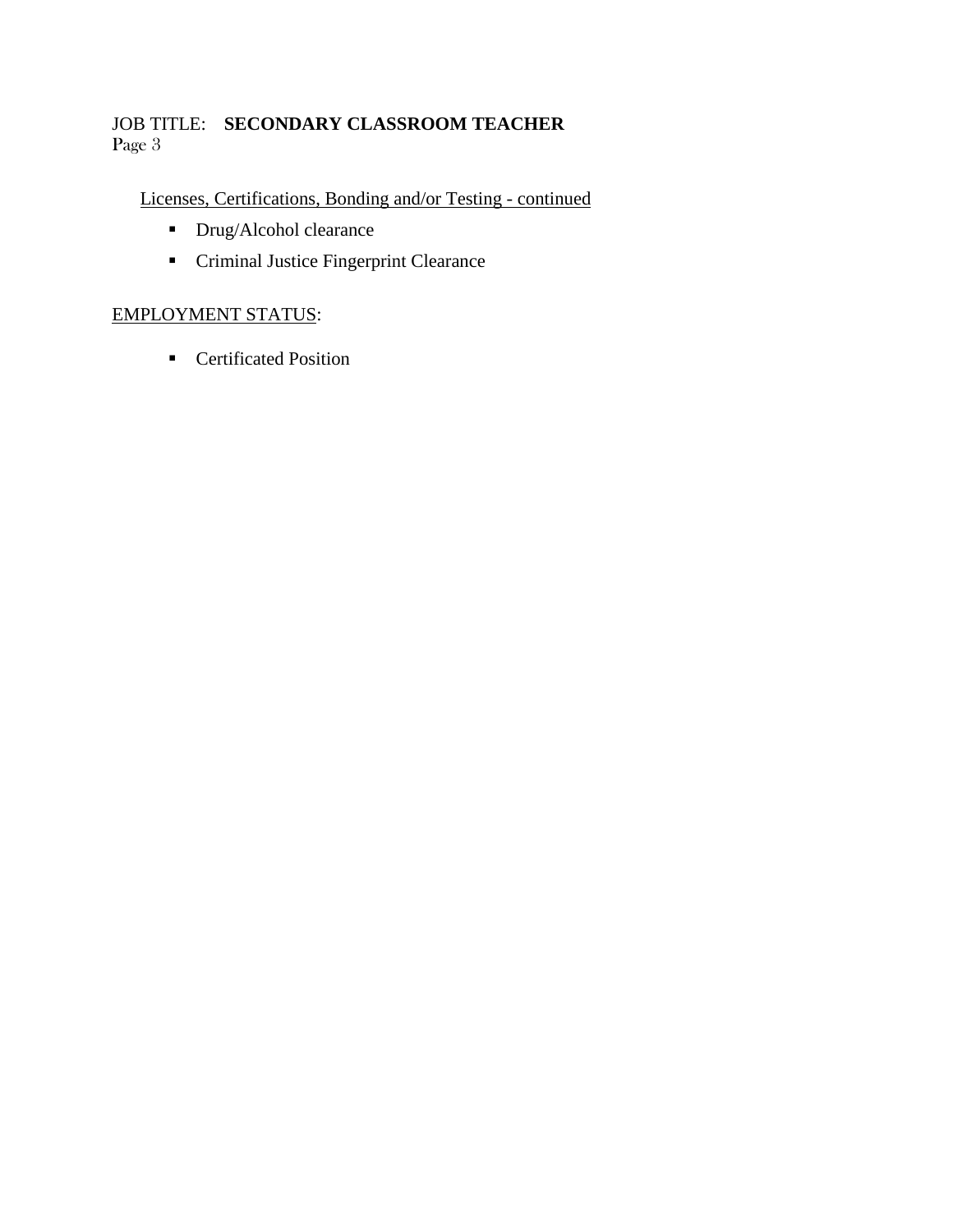Licenses, Certifications, Bonding and/or Testing - continued

- Drug/Alcohol clearance
- Criminal Justice Fingerprint Clearance

EMPLOYMENT STATUS:

- Certificated Position